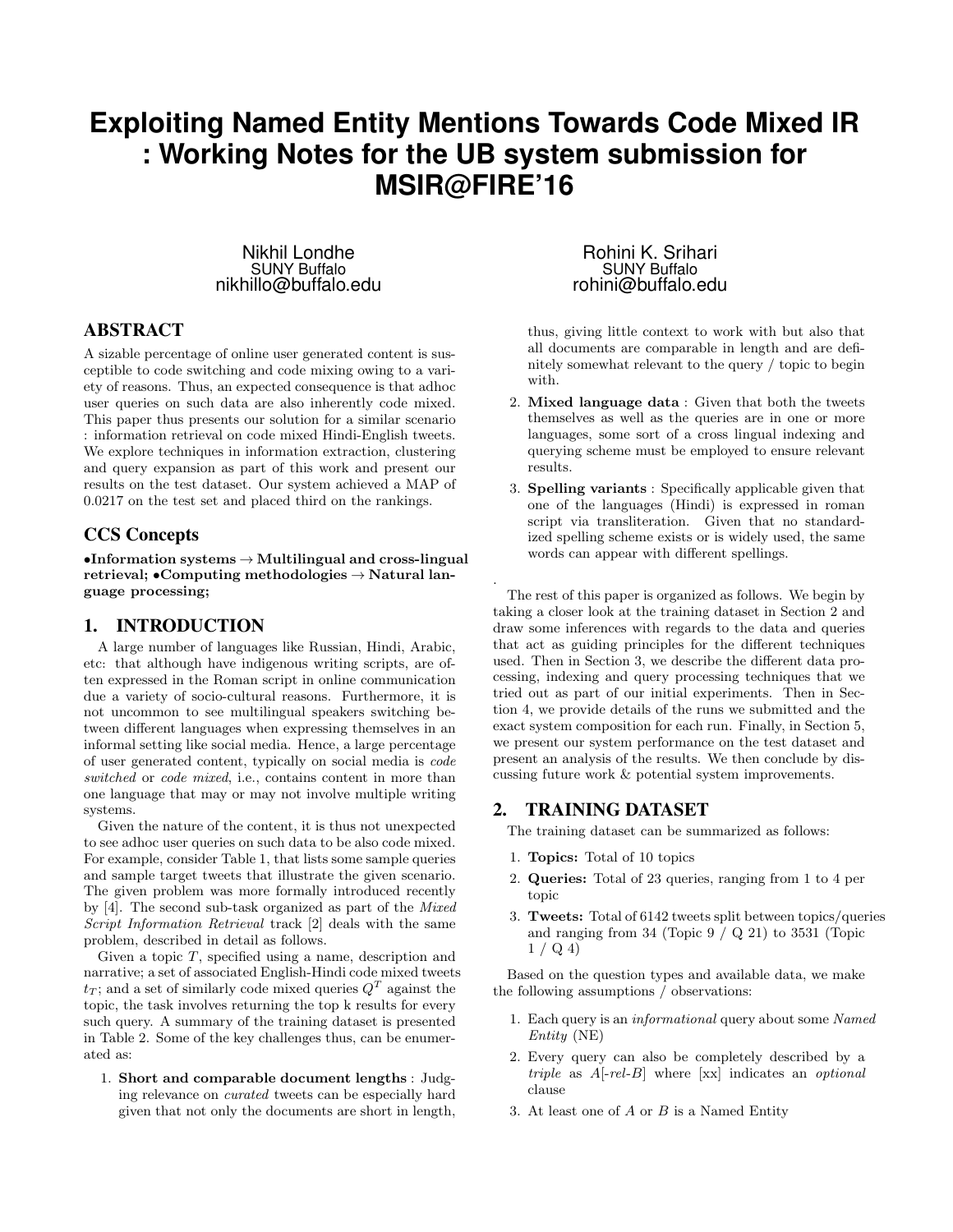# Exploiting Named Entity Mentions Towards Code Mixed IR : Working Notes for the UB system submission for MSIR@FIRE'16

Nikhil Londhe
SUNY Buffalo
nikhillo@buffalo.edu

Rohini K. Srihari
SUNY Buffalo
rohini@buffalo.edu

## ABSTRACT

A sizable percentage of online user generated content is susceptible to code switching and code mixing owing to a variety of reasons. Thus, an expected consequence is that adhoc user queries on such data are also inherently code mixed. This paper thus presents our solution for a similar scenario : information retrieval on code mixed Hindi-English tweets. We explore techniques in information extraction, clustering and query expansion as part of this work and present our results on the test dataset. Our system achieved a MAP of 0.0217 on the test set and placed third on the rankings.

## CCS Concepts

•**Information systems** → **Multilingual and cross-lingual retrieval;** •**Computing methodologies** → **Natural language processing;**

## 1. INTRODUCTION

A large number of languages like Russian, Hindi, Arabic, etc: that although have indigenous writing scripts, are often expressed in the Roman script in online communication due a variety of socio-cultural reasons. Furthermore, it is not uncommon to see multilingual speakers switching between different languages when expressing themselves in an informal setting like social media. Hence, a large percentage of user generated content, typically on social media is *code switched* or *code mixed*, i.e., contains content in more than one language that may or may not involve multiple writing systems.

Given the nature of the content, it is thus not unexpected to see adhoc user queries on such data to be also code mixed. For example, consider Table 1, that lists some sample queries and sample target tweets that illustrate the given scenario. The given problem was more formally introduced recently by [4]. The second sub-task organized as part of the *Mixed Script Information Retrieval* track [2] deals with the same problem, described in detail as follows.

Given a topic $T$, specified using a name, description and narrative; a set of associated English-Hindi code mixed tweets $t_T$; and a set of similarly code mixed queries $Q^T$ against the topic, the task involves returning the top k results for every such query. A summary of the training dataset is presented in Table 2. Some of the key challenges thus, can be enumerated as:

1. **Short and comparable document lengths** : Judging relevance on *curated* tweets can be especially hard given that not only the documents are short in length, thus, giving little context to work with but also that all documents are comparable in length and are definitely somewhat relevant to the query / topic to begin with.
2. **Mixed language data** : Given that both the tweets themselves as well as the queries are in one or more languages, some sort of a cross lingual indexing and querying scheme must be employed to ensure relevant results.
3. **Spelling variants** : Specifically applicable given that one of the languages (Hindi) is expressed in roman script via transliteration. Given that no standardized spelling scheme exists or is widely used, the same words can appear with different spellings.

.

The rest of this paper is organized as follows. We begin by taking a closer look at the training dataset in Section 2 and draw some inferences with regards to the data and queries that act as guiding principles for the different techniques used. Then in Section 3, we describe the different data processing, indexing and query processing techniques that we tried out as part of our initial experiments. Then in Section 4, we provide details of the runs we submitted and the exact system composition for each run. Finally, in Section 5, we present our system performance on the test dataset and present an analysis of the results. We then conclude by discussing future work & potential system improvements.

## 2. TRAINING DATASET

The training dataset can be summarized as follows:

1. **Topics:** Total of 10 topics
2. **Queries:** Total of 23 queries, ranging from 1 to 4 per topic
3. **Tweets:** Total of 6142 tweets split between topics/queries and ranging from 34 (Topic 9 / Q 21) to 3531 (Topic 1 / Q 4)

Based on the question types and available data, we make the following assumptions / observations:

1. Each query is an *informational* query about some *Named Entity* (NE)
2. Every query can also be completely described by a *triple* as $A$[-*rel*-$B$] where [xx] indicates an *optional* clause
3. At least one of $A$ or $B$ is a Named Entity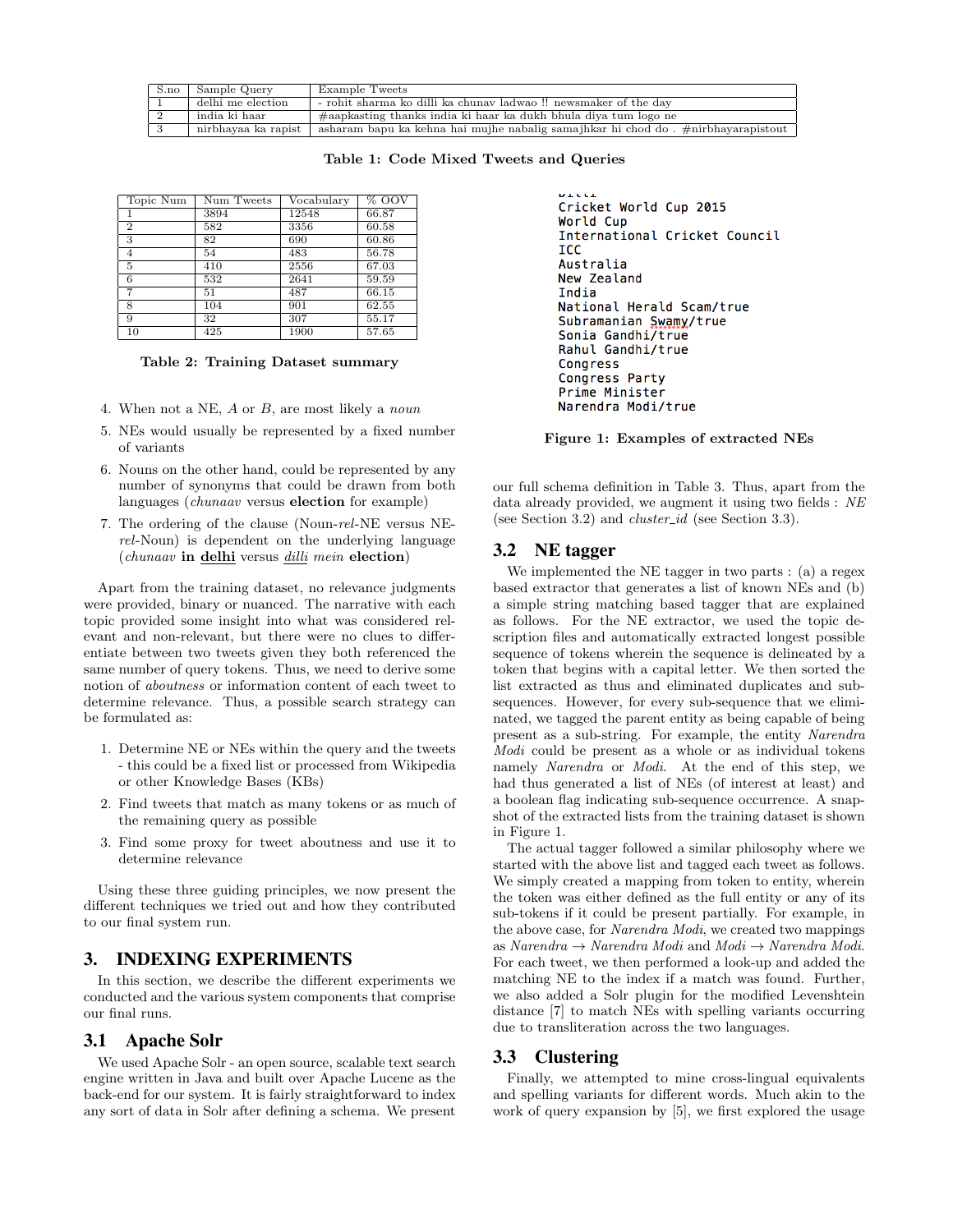| S.no | Sample Query | Example Tweets |
|---|---|---|
| 1 | delhi me election | - rohit sharma ko dilli ka chunav ladwao !! newsmaker of the day |
| 2 | india ki haar | #aapkasting thanks india ki haar ka dukh bhula diya tum logo ne |
| 3 | nirbhayaa ka rapist | asharam bapu ka kehna hai mujhe nabalig samajhkar hi chod do . #nirbhayarapistout |

**Table 1: Code Mixed Tweets and Queries**

| Topic Num | Num Tweets | Vocabulary | % OOV |
|---|---|---|---|
| 1 | 3894 | 12548 | 66.87 |
| 2 | 582 | 3356 | 60.58 |
| 3 | 82 | 690 | 60.86 |
| 4 | 54 | 483 | 56.78 |
| 5 | 410 | 2556 | 67.03 |
| 6 | 532 | 2641 | 59.59 |
| 7 | 51 | 487 | 66.15 |
| 8 | 104 | 901 | 62.55 |
| 9 | 32 | 307 | 55.17 |
| 10 | 425 | 1900 | 57.65 |

**Table 2: Training Dataset summary**

4. When not a NE, *A* or *B*, are most likely a *noun*
5. NEs would usually be represented by a fixed number of variants
6. Nouns on the other hand, could be represented by any number of synonyms that could be drawn from both languages (*chunaav* versus **election** for example)
7. The ordering of the clause (Noun-*rel*-NE versus NE-*rel*-Noun) is dependent on the underlying language (*chunaav* **in <u>delhi</u>** versus <u>*dilli*</u> *mein* **election**)

Apart from the training dataset, no relevance judgments were provided, binary or nuanced. The narrative with each topic provided some insight into what was considered relevant and non-relevant, but there were no clues to differentiate between two tweets given they both referenced the same number of query tokens. Thus, we need to derive some notion of *aboutness* or information content of each tweet to determine relevance. Thus, a possible search strategy can be formulated as:

1. Determine NE or NEs within the query and the tweets - this could be a fixed list or processed from Wikipedia or other Knowledge Bases (KBs)
2. Find tweets that match as many tokens or as much of the remaining query as possible
3. Find some proxy for tweet aboutness and use it to determine relevance

Using these three guiding principles, we now present the different techniques we tried out and how they contributed to our final system run.

## 3. INDEXING EXPERIMENTS

In this section, we describe the different experiments we conducted and the various system components that comprise our final runs.

### 3.1 Apache Solr

We used Apache Solr - an open source, scalable text search engine written in Java and built over Apache Lucene as the back-end for our system. It is fairly straightforward to index any sort of data in Solr after defining a schema. We present

```
Dilli
Cricket World Cup 2015
World Cup
International Cricket Council
ICC
Australia
New Zealand
India
National Herald Scam/true
Subramanian Swamy/true
Sonia Gandhi/true
Rahul Gandhi/true
Congress
Congress Party
Prime Minister
Narendra Modi/true
```

**Figure 1: Examples of extracted NEs**

our full schema definition in Table 3. Thus, apart from the data already provided, we augment it using two fields : *NE* (see Section 3.2) and *cluster_id* (see Section 3.3).

### 3.2 NE tagger

We implemented the NE tagger in two parts : (a) a regex based extractor that generates a list of known NEs and (b) a simple string matching based tagger that are explained as follows. For the NE extractor, we used the topic description files and automatically extracted longest possible sequence of tokens wherein the sequence is delineated by a token that begins with a capital letter. We then sorted the list extracted as thus and eliminated duplicates and sub-sequences. However, for every sub-sequence that we eliminated, we tagged the parent entity as being capable of being present as a sub-string. For example, the entity *Narendra Modi* could be present as a whole or as individual tokens namely *Narendra* or *Modi*. At the end of this step, we had thus generated a list of NEs (of interest at least) and a boolean flag indicating sub-sequence occurrence. A snapshot of the extracted lists from the training dataset is shown in Figure 1.

The actual tagger followed a similar philosophy where we started with the above list and tagged each tweet as follows. We simply created a mapping from token to entity, wherein the token was either defined as the full entity or any of its sub-tokens if it could be present partially. For example, in the above case, for *Narendra Modi*, we created two mappings as *Narendra* → *Narendra Modi* and *Modi* → *Narendra Modi*. For each tweet, we then performed a look-up and added the matching NE to the index if a match was found. Further, we also added a Solr plugin for the modified Levenshtein distance [7] to match NEs with spelling variants occurring due to transliteration across the two languages.

### 3.3 Clustering

Finally, we attempted to mine cross-lingual equivalents and spelling variants for different words. Much akin to the work of query expansion by [5], we first explored the usage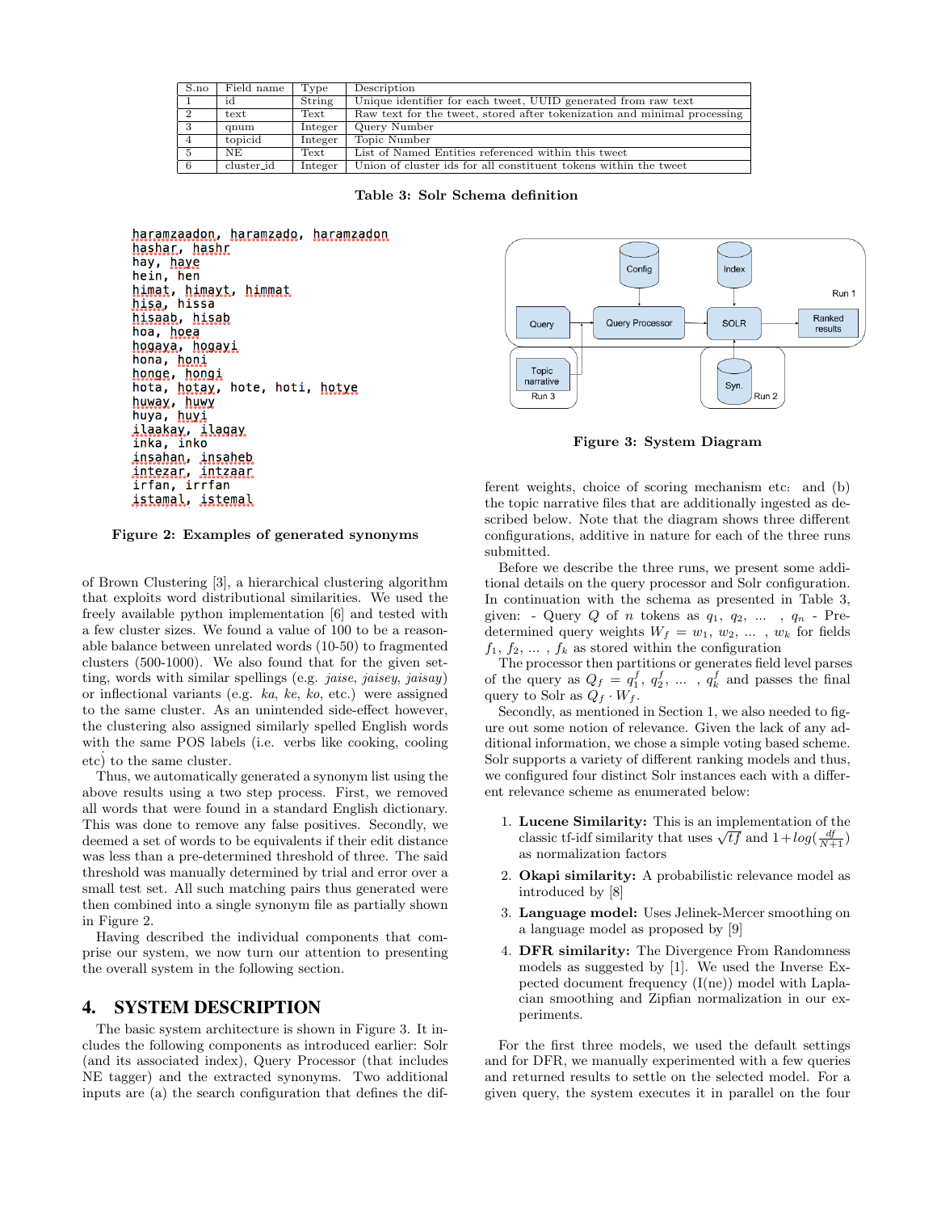| S.no | Field name | Type | Description |
|---|---|---|---|
| 1 | id | String | Unique identifier for each tweet, UUID generated from raw text |
| 2 | text | Text | Raw text for the tweet, stored after tokenization and minimal processing |
| 3 | qnum | Integer | Query Number |
| 4 | topicid | Integer | Topic Number |
| 5 | NE | Text | List of Named Entities referenced within this tweet |
| 6 | cluster_id | Integer | Union of cluster ids for all constituent tokens within the tweet |

**Table 3: Solr Schema definition**

```
haramzaadon, haramzado, haramzadon
hashar, hashr
hay, haye
hein, hen
himat, himayt, himmat
hisa, hissa
hisaab, hisab
hoa, hoea
hogaya, hogayi
hona, honi
honge, hongi
hota, hotay, hote, hoti, hotye
huway, huwy
huya, huyi
ilaakay, ilaqay
inka, inko
insahan, insaheb
intezar, intzaar
irfan, irrfan
istamal, istemal
```

**Figure 2: Examples of generated synonyms**

of Brown Clustering [3], a hierarchical clustering algorithm that exploits word distributional similarities. We used the freely available python implementation [6] and tested with a few cluster sizes. We found a value of 100 to be a reasonable balance between unrelated words (10-50) to fragmented clusters (500-1000). We also found that for the given setting, words with similar spellings (e.g. *jaise*, *jaisey*, *jaisay*) or inflectional variants (e.g. *ka*, *ke*, *ko*, etc.) were assigned to the same cluster. As an unintended side-effect however, the clustering also assigned similarly spelled English words with the same POS labels (i.e. verbs like cooking, cooling etc) to the same cluster.

Thus, we automatically generated a synonym list using the above results using a two step process. First, we removed all words that were found in a standard English dictionary. This was done to remove any false positives. Secondly, we deemed a set of words to be equivalents if their edit distance was less than a pre-determined threshold of three. The said threshold was manually determined by trial and error over a small test set. All such matching pairs thus generated were then combined into a single synonym file as partially shown in Figure 2.

Having described the individual components that comprise our system, we now turn our attention to presenting the overall system in the following section.

## 4. SYSTEM DESCRIPTION

The basic system architecture is shown in Figure 3. It includes the following components as introduced earlier: Solr (and its associated index), Query Processor (that includes NE tagger) and the extracted synonyms. Two additional inputs are (a) the search configuration that defines the different weights, choice of scoring mechanism etc: and (b) the topic narrative files that are additionally ingested as described below. Note that the diagram shows three different configurations, additive in nature for each of the three runs submitted.

**Figure 3: System Diagram**

Before we describe the three runs, we present some additional details on the query processor and Solr configuration. In continuation with the schema as presented in Table 3, given: - Query $Q$ of $n$ tokens as $q_1, q_2, \ldots, q_n$ - Predetermined query weights $W_f = w_1, w_2, \ldots, w_k$ for fields $f_1, f_2, \ldots, f_k$ as stored within the configuration

The processor then partitions or generates field level parses of the query as $Q_f = q_1^f, q_2^f, \ldots, q_k^f$ and passes the final query to Solr as $Q_f \cdot W_f$.

Secondly, as mentioned in Section 1, we also needed to figure out some notion of relevance. Given the lack of any additional information, we chose a simple voting based scheme. Solr supports a variety of different ranking models and thus, we configured four distinct Solr instances each with a different relevance scheme as enumerated below:

1. **Lucene Similarity:** This is an implementation of the classic tf-idf similarity that uses $\sqrt{tf}$ and $1 + log(\frac{df}{N+1})$ as normalization factors
2. **Okapi similarity:** A probabilistic relevance model as introduced by [8]
3. **Language model:** Uses Jelinek-Mercer smoothing on a language model as proposed by [9]
4. **DFR similarity:** The Divergence From Randomness models as suggested by [1]. We used the Inverse Expected document frequency (I(ne)) model with Laplacian smoothing and Zipfian normalization in our experiments.

For the first three models, we used the default settings and for DFR, we manually experimented with a few queries and returned results to settle on the selected model. For a given query, the system executes it in parallel on the four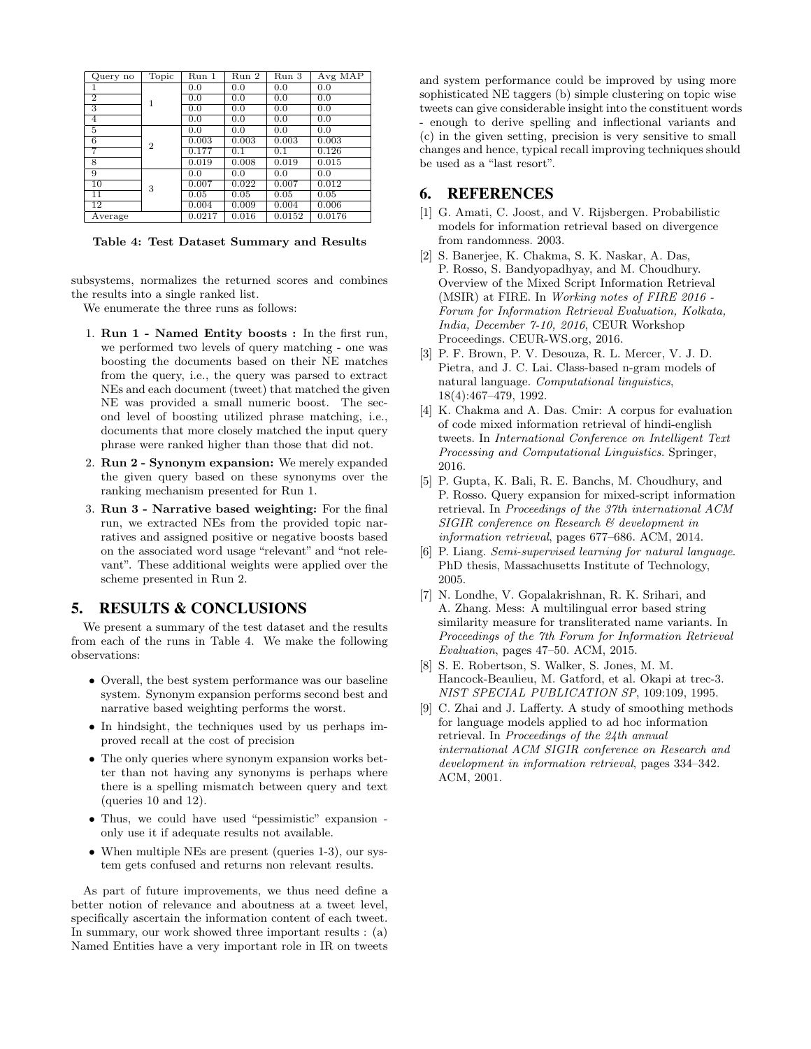| Query no | Topic | Run 1 | Run 2 | Run 3 | Avg MAP |
|---|---|---|---|---|---|
| 1 | 1 | 0.0 | 0.0 | 0.0 | 0.0 |
| 2 | | 0.0 | 0.0 | 0.0 | 0.0 |
| 3 | | 0.0 | 0.0 | 0.0 | 0.0 |
| 4 | | 0.0 | 0.0 | 0.0 | 0.0 |
| 5 | 2 | 0.0 | 0.0 | 0.0 | 0.0 |
| 6 | | 0.003 | 0.003 | 0.003 | 0.003 |
| 7 | | 0.177 | 0.1 | 0.1 | 0.126 |
| 8 | | 0.019 | 0.008 | 0.019 | 0.015 |
| 9 | 3 | 0.0 | 0.0 | 0.0 | 0.0 |
| 10 | | 0.007 | 0.022 | 0.007 | 0.012 |
| 11 | | 0.05 | 0.05 | 0.05 | 0.05 |
| 12 | | 0.004 | 0.009 | 0.004 | 0.006 |
| Average | | 0.0217 | 0.016 | 0.0152 | 0.0176 |

**Table 4: Test Dataset Summary and Results**

subsystems, normalizes the returned scores and combines the results into a single ranked list.

We enumerate the three runs as follows:

1. **Run 1 - Named Entity boosts :** In the first run, we performed two levels of query matching - one was boosting the documents based on their NE matches from the query, i.e., the query was parsed to extract NEs and each document (tweet) that matched the given NE was provided a small numeric boost. The second level of boosting utilized phrase matching, i.e., documents that more closely matched the input query phrase were ranked higher than those that did not.
2. **Run 2 - Synonym expansion:** We merely expanded the given query based on these synonyms over the ranking mechanism presented for Run 1.
3. **Run 3 - Narrative based weighting:** For the final run, we extracted NEs from the provided topic narratives and assigned positive or negative boosts based on the associated word usage "relevant" and "not relevant". These additional weights were applied over the scheme presented in Run 2.

## 5. RESULTS & CONCLUSIONS

We present a summary of the test dataset and the results from each of the runs in Table 4. We make the following observations:

- Overall, the best system performance was our baseline system. Synonym expansion performs second best and narrative based weighting performs the worst.
- In hindsight, the techniques used by us perhaps improved recall at the cost of precision
- The only queries where synonym expansion works better than not having any synonyms is perhaps where there is a spelling mismatch between query and text (queries 10 and 12).
- Thus, we could have used "pessimistic" expansion - only use it if adequate results not available.
- When multiple NEs are present (queries 1-3), our system gets confused and returns non relevant results.

As part of future improvements, we thus need define a better notion of relevance and aboutness at a tweet level, specifically ascertain the information content of each tweet. In summary, our work showed three important results : (a) Named Entities have a very important role in IR on tweets and system performance could be improved by using more sophisticated NE taggers (b) simple clustering on topic wise tweets can give considerable insight into the constituent words - enough to derive spelling and inflectional variants and (c) in the given setting, precision is very sensitive to small changes and hence, typical recall improving techniques should be used as a "last resort".

## 6. REFERENCES

[1] G. Amati, C. Joost, and V. Rijsbergen. Probabilistic models for information retrieval based on divergence from randomness. 2003.

[2] S. Banerjee, K. Chakma, S. K. Naskar, A. Das, P. Rosso, S. Bandyopadhyay, and M. Choudhury. Overview of the Mixed Script Information Retrieval (MSIR) at FIRE. In *Working notes of FIRE 2016 - Forum for Information Retrieval Evaluation, Kolkata, India, December 7-10, 2016*, CEUR Workshop Proceedings. CEUR-WS.org, 2016.

[3] P. F. Brown, P. V. Desouza, R. L. Mercer, V. J. D. Pietra, and J. C. Lai. Class-based n-gram models of natural language. *Computational linguistics*, 18(4):467–479, 1992.

[4] K. Chakma and A. Das. Cmir: A corpus for evaluation of code mixed information retrieval of hindi-english tweets. In *International Conference on Intelligent Text Processing and Computational Linguistics*. Springer, 2016.

[5] P. Gupta, K. Bali, R. E. Banchs, M. Choudhury, and P. Rosso. Query expansion for mixed-script information retrieval. In *Proceedings of the 37th international ACM SIGIR conference on Research & development in information retrieval*, pages 677–686. ACM, 2014.

[6] P. Liang. *Semi-supervised learning for natural language*. PhD thesis, Massachusetts Institute of Technology, 2005.

[7] N. Londhe, V. Gopalakrishnan, R. K. Srihari, and A. Zhang. Mess: A multilingual error based string similarity measure for transliterated name variants. In *Proceedings of the 7th Forum for Information Retrieval Evaluation*, pages 47–50. ACM, 2015.

[8] S. E. Robertson, S. Walker, S. Jones, M. M. Hancock-Beaulieu, M. Gatford, et al. Okapi at trec-3. *NIST SPECIAL PUBLICATION SP*, 109:109, 1995.

[9] C. Zhai and J. Lafferty. A study of smoothing methods for language models applied to ad hoc information retrieval. In *Proceedings of the 24th annual international ACM SIGIR conference on Research and development in information retrieval*, pages 334–342. ACM, 2001.